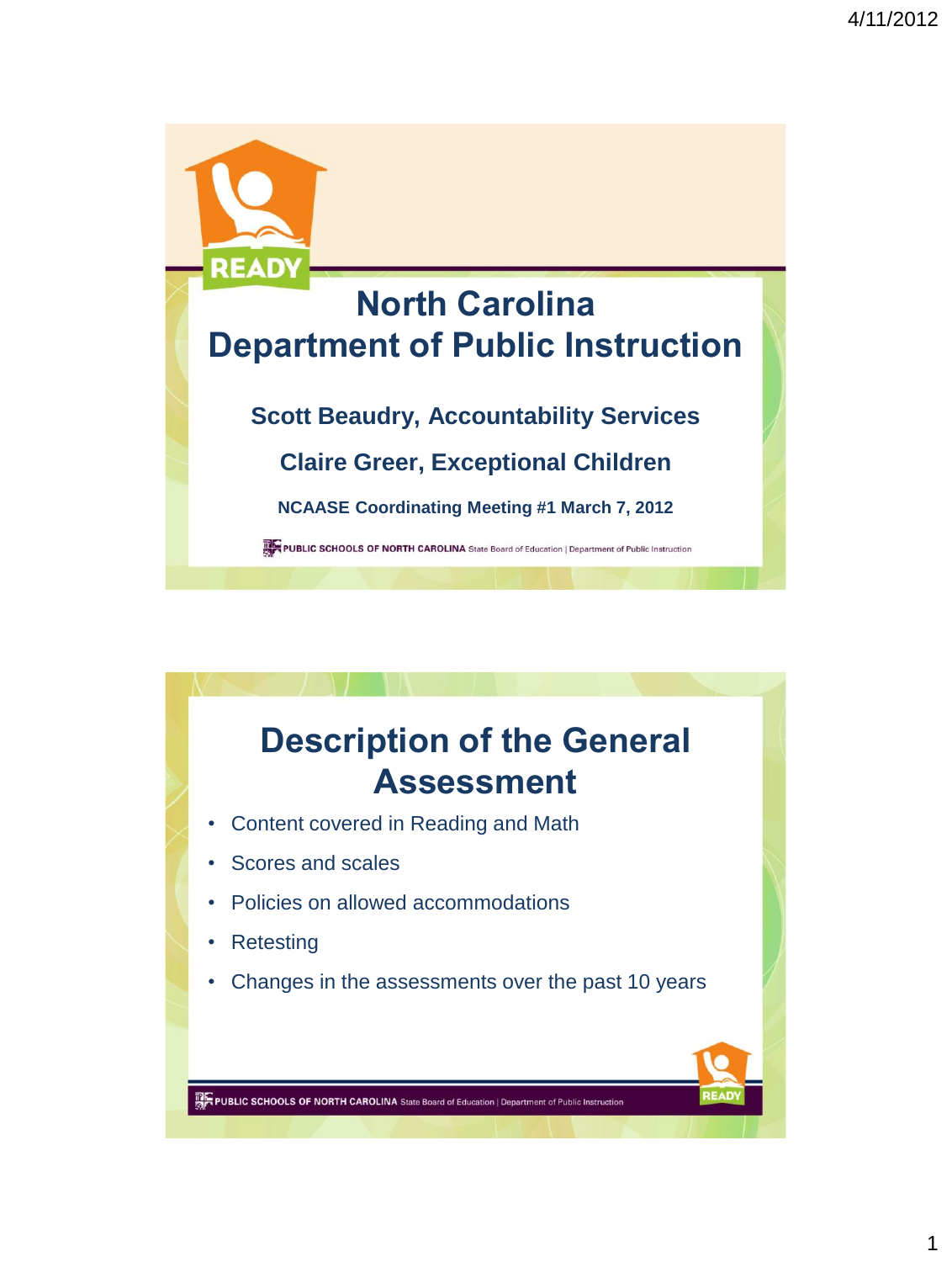# North Carolina Department of Public Instruction

**Scott Beaudry, Accountability Services**

**Claire Greer, Exceptional Children**

**NCAASE Coordinating Meeting #1 March 7, 2012**

PUBLIC SCHOOLS OF NORTH CAROLINA State Board of Education | Department of Public Instruction

## Description of the General Assessment

- Content covered in Reading and Math
- Scores and scales
- Policies on allowed accommodations
- Retesting
- Changes in the assessments over the past 10 years

PUBLIC SCHOOLS OF NORTH CAROLINA State Board of Education | Department of Public Instruction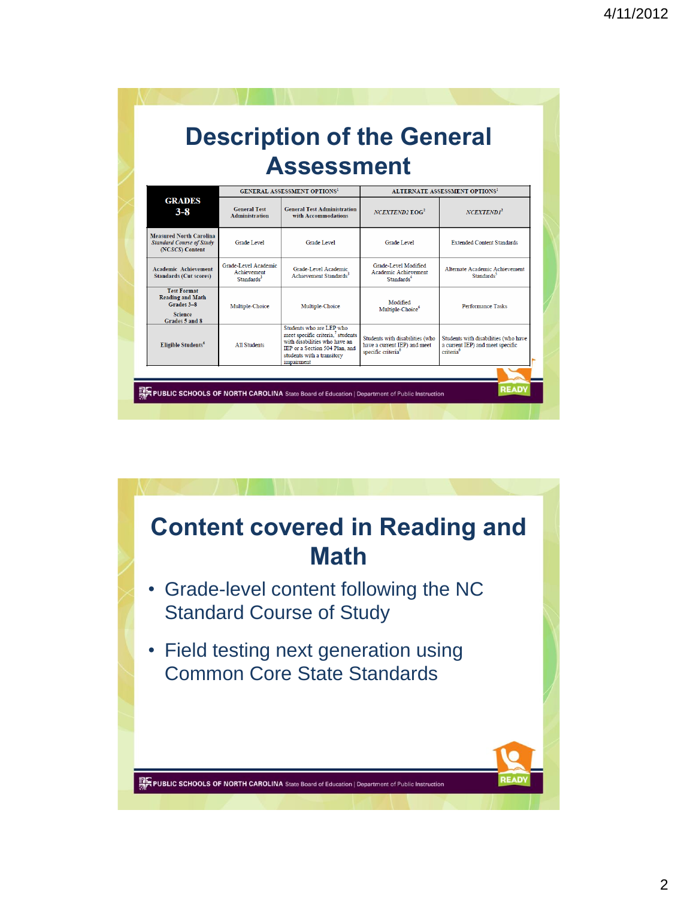# Description of the General Assessment

| GRADES 3-8 | GENERAL ASSESSMENT OPTIONS[1] | | ALTERNATE ASSESSMENT OPTIONS[1] | |
|---|---|---|---|---|
| | General Test Administration | General Test Administration with Accommodations | *NCEXTEND2* EOG[2] | *NCEXTEND1*[2] |
| Measured North Carolina *Standard Course of Study* (NCSCS) Content | Grade Level | Grade Level | Grade Level | Extended Content Standards |
| Academic Achievement Standards (Cut scores) | Grade-Level Academic Achievement Standards[3] | Grade-Level Academic Achievement Standards[3] | Grade-Level Modified Academic Achievement Standards[4] | Alternate Academic Achievement Standards[5] |
| Test Format Reading and Math Grades 3–8 Science Grades 5 and 8 | Multiple-Choice | Multiple-Choice | Modified Multiple-Choice[6] | Performance Tasks |
| Eligible Students[6] | All Students | Students who are LEP who meet specific criteria,[7] students with disabilities who have an IEP or a Section 504 Plan, and students with a transitory impairment | Students with disabilities (who have a current IEP) and meet specific criteria[8] | Students with disabilities (who have a current IEP) and meet specific criteria[8] |

# Content covered in Reading and Math

- Grade-level content following the NC Standard Course of Study
- Field testing next generation using Common Core State Standards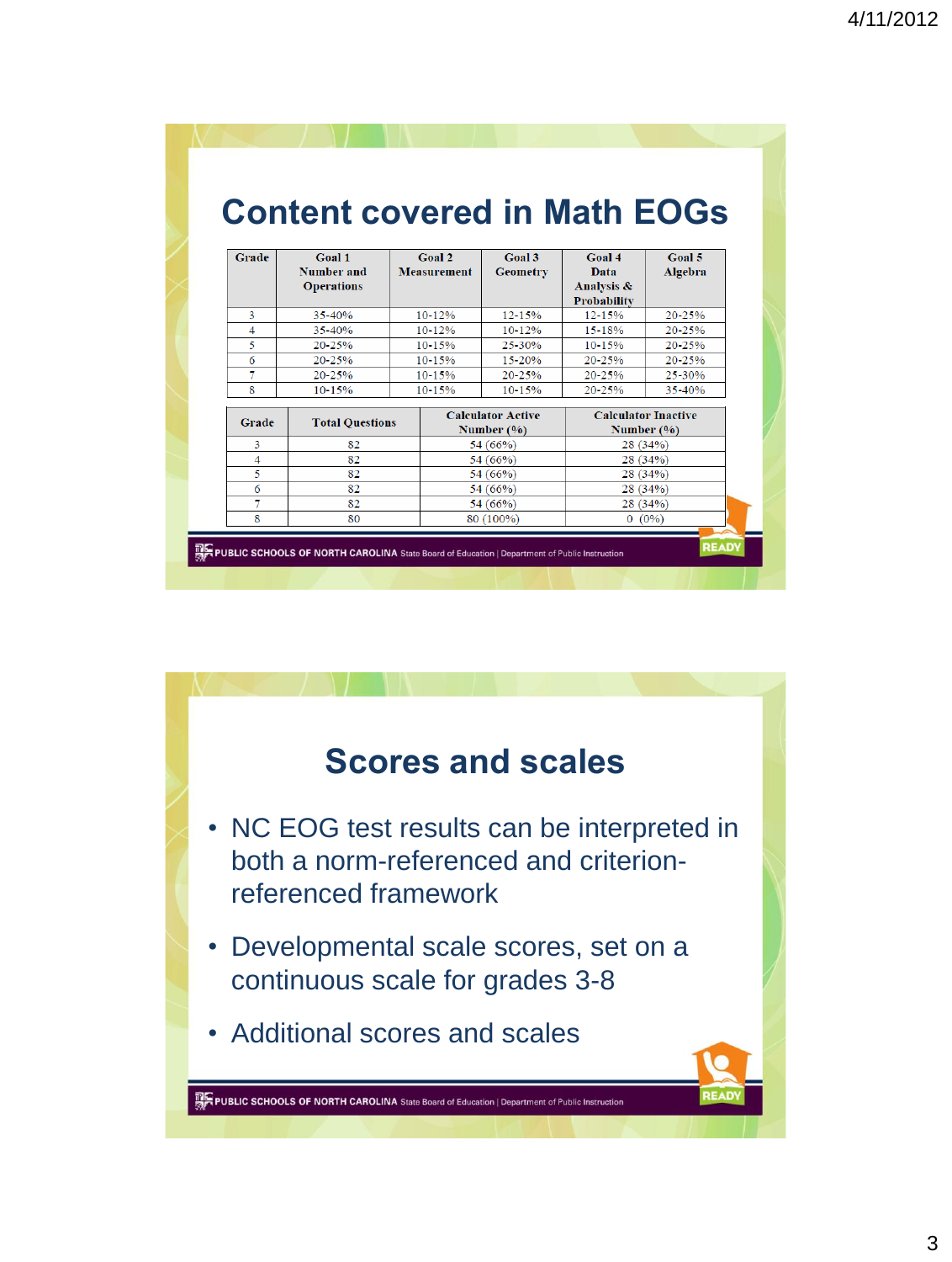# Content covered in Math EOGs

| Grade | Goal 1 Number and Operations | Goal 2 Measurement | Goal 3 Geometry | Goal 4 Data Analysis & Probability | Goal 5 Algebra |
|---|---|---|---|---|---|
| 3 | 35-40% | 10-12% | 12-15% | 12-15% | 20-25% |
| 4 | 35-40% | 10-12% | 10-12% | 15-18% | 20-25% |
| 5 | 20-25% | 10-15% | 25-30% | 10-15% | 20-25% |
| 6 | 20-25% | 10-15% | 15-20% | 20-25% | 20-25% |
| 7 | 20-25% | 10-15% | 20-25% | 20-25% | 25-30% |
| 8 | 10-15% | 10-15% | 10-15% | 20-25% | 35-40% |

| Grade | Total Questions | Calculator Active Number (%) | Calculator Inactive Number (%) |
|---|---|---|---|
| 3 | 82 | 54 (66%) | 28 (34%) |
| 4 | 82 | 54 (66%) | 28 (34%) |
| 5 | 82 | 54 (66%) | 28 (34%) |
| 6 | 82 | 54 (66%) | 28 (34%) |
| 7 | 82 | 54 (66%) | 28 (34%) |
| 8 | 80 | 80 (100%) | 0 (0%) |

# Scores and scales

- NC EOG test results can be interpreted in both a norm-referenced and criterion-referenced framework
- Developmental scale scores, set on a continuous scale for grades 3-8
- Additional scores and scales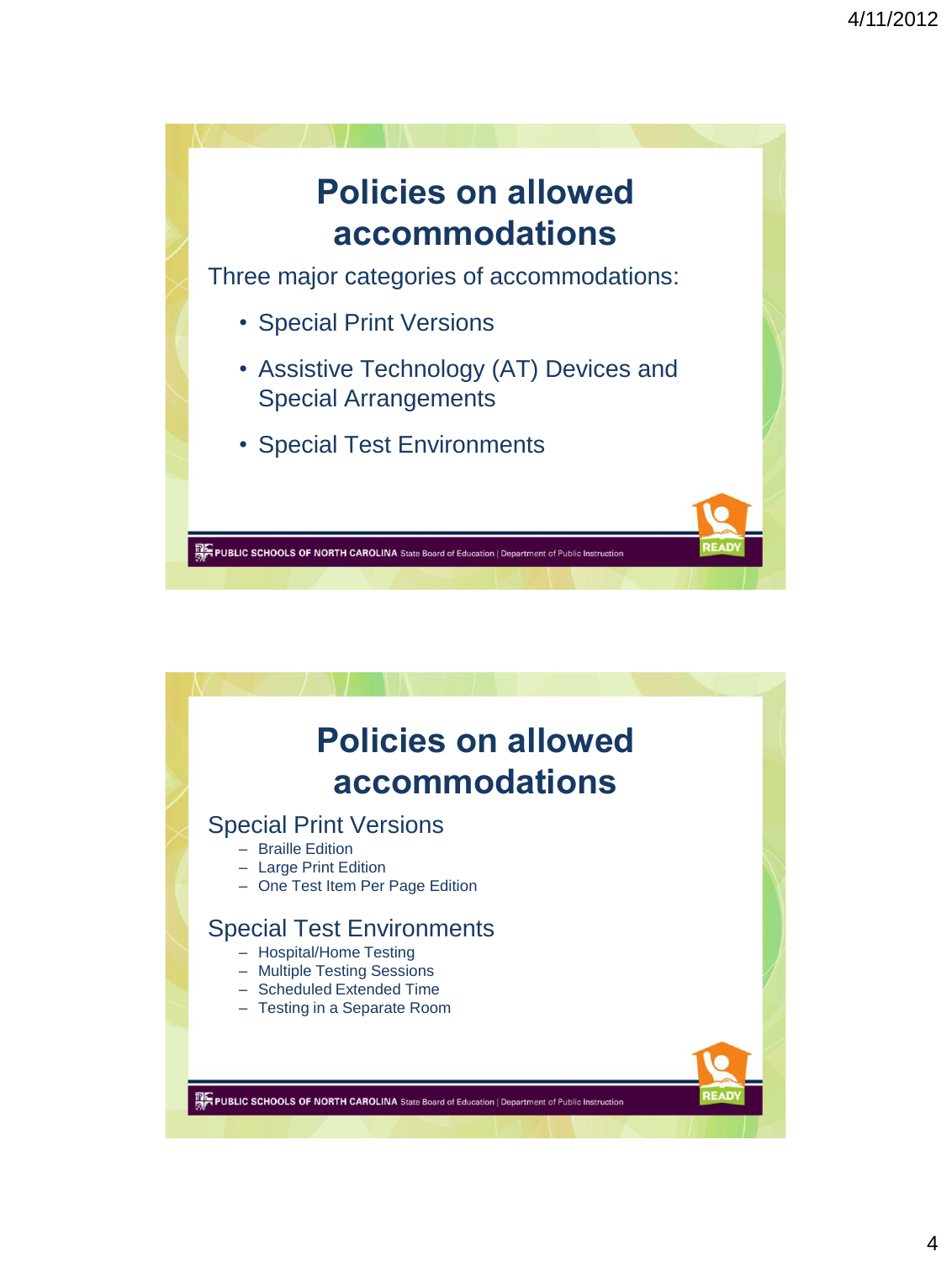# Policies on allowed accommodations

Three major categories of accommodations:

- Special Print Versions
- Assistive Technology (AT) Devices and Special Arrangements
- Special Test Environments

# Policies on allowed accommodations

## Special Print Versions

- Braille Edition
- Large Print Edition
- One Test Item Per Page Edition

## Special Test Environments

- Hospital/Home Testing
- Multiple Testing Sessions
- Scheduled Extended Time
- Testing in a Separate Room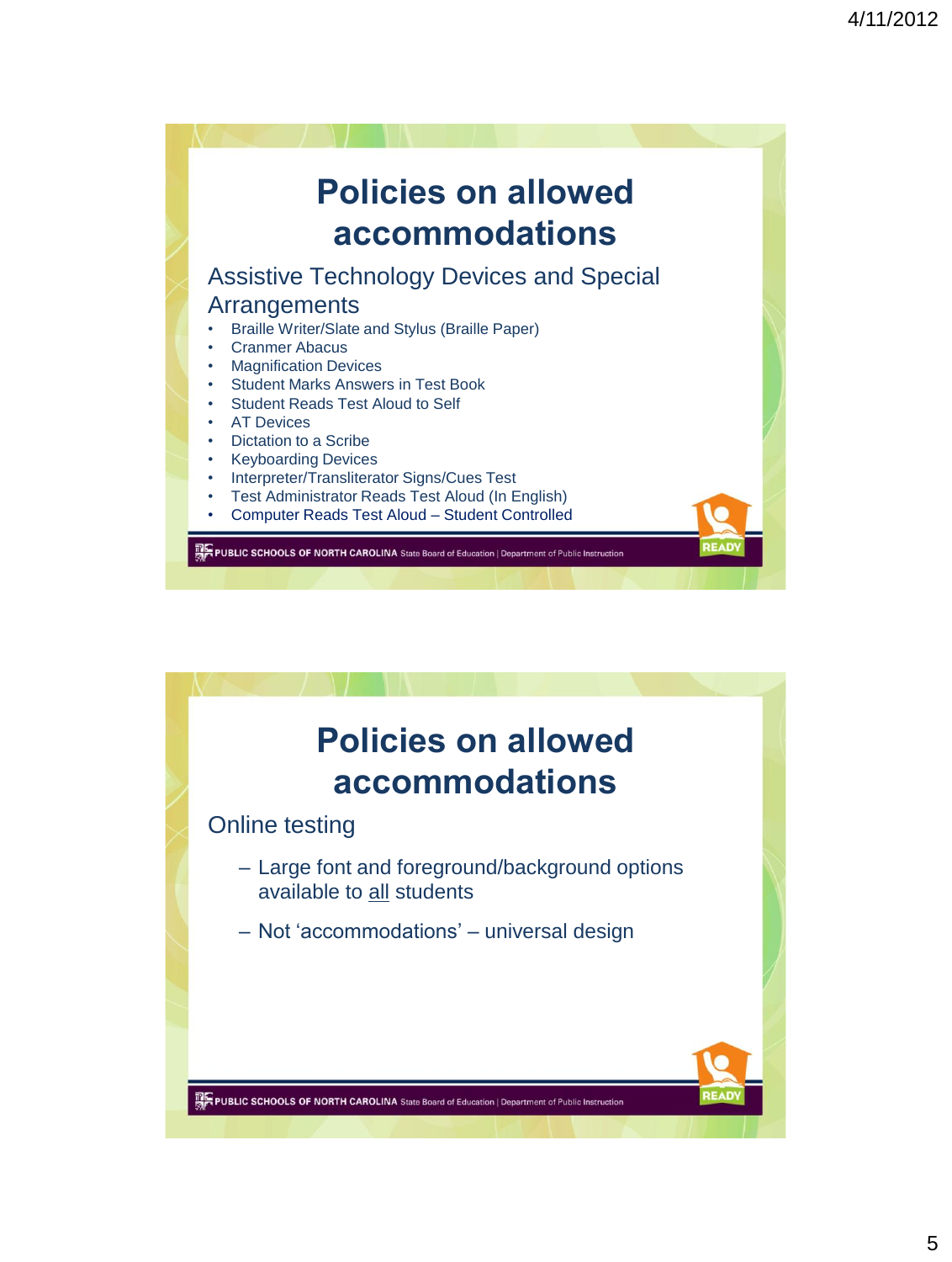# Policies on allowed accommodations

## Assistive Technology Devices and Special Arrangements

- Braille Writer/Slate and Stylus (Braille Paper)
- Cranmer Abacus
- Magnification Devices
- Student Marks Answers in Test Book
- Student Reads Test Aloud to Self
- AT Devices
- Dictation to a Scribe
- Keyboarding Devices
- Interpreter/Transliterator Signs/Cues Test
- Test Administrator Reads Test Aloud (In English)
- Computer Reads Test Aloud – Student Controlled

# Policies on allowed accommodations

## Online testing

- Large font and foreground/background options available to all students
- Not 'accommodations' – universal design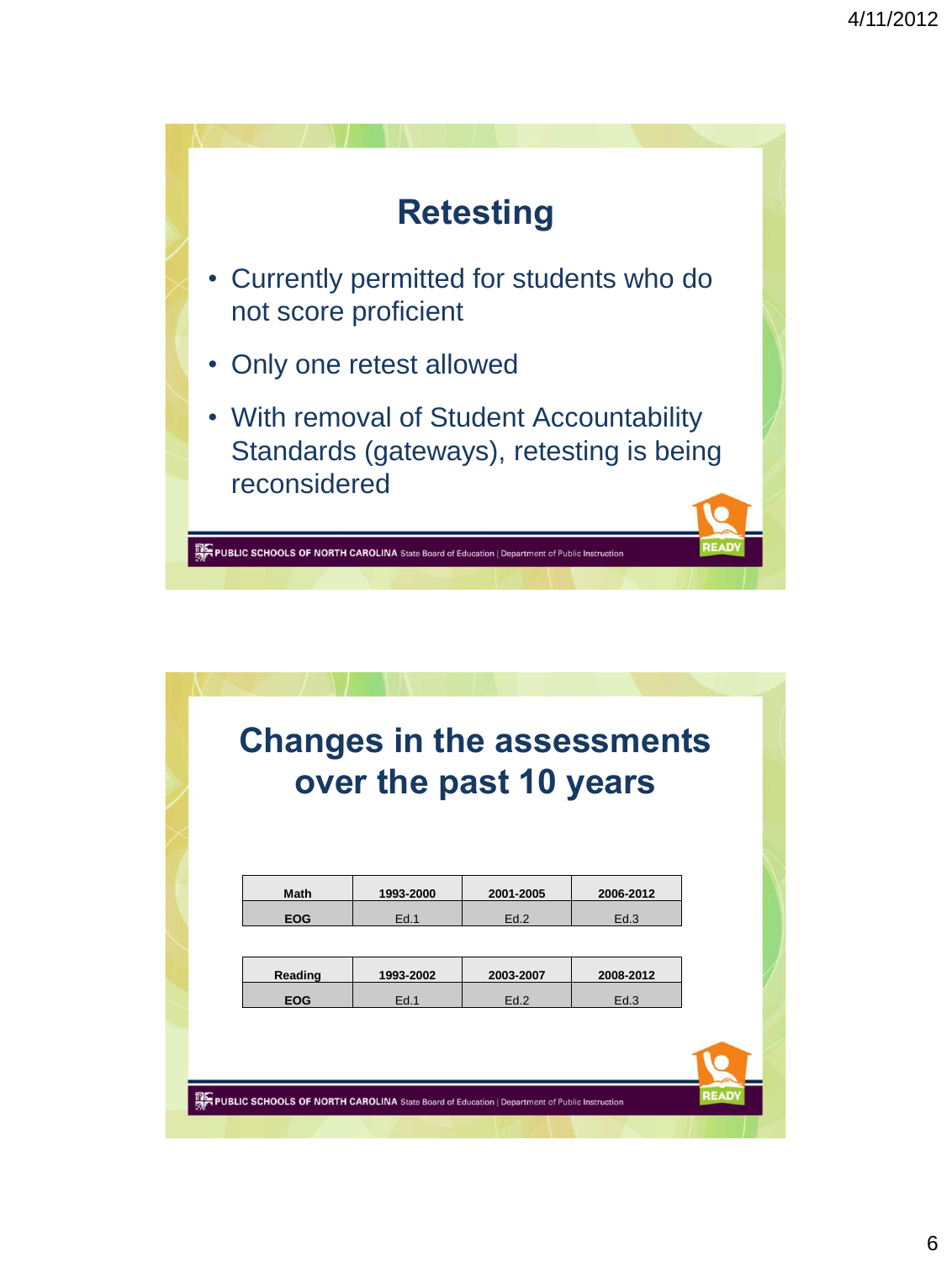# Retesting

- Currently permitted for students who do not score proficient
- Only one retest allowed
- With removal of Student Accountability Standards (gateways), retesting is being reconsidered

PUBLIC SCHOOLS OF NORTH CAROLINA State Board of Education | Department of Public Instruction

# Changes in the assessments over the past 10 years

| Math | 1993-2000 | 2001-2005 | 2006-2012 |
|---|---|---|---|
| EOG | Ed.1 | Ed.2 | Ed.3 |

| Reading | 1993-2002 | 2003-2007 | 2008-2012 |
|---|---|---|---|
| EOG | Ed.1 | Ed.2 | Ed.3 |

PUBLIC SCHOOLS OF NORTH CAROLINA State Board of Education | Department of Public Instruction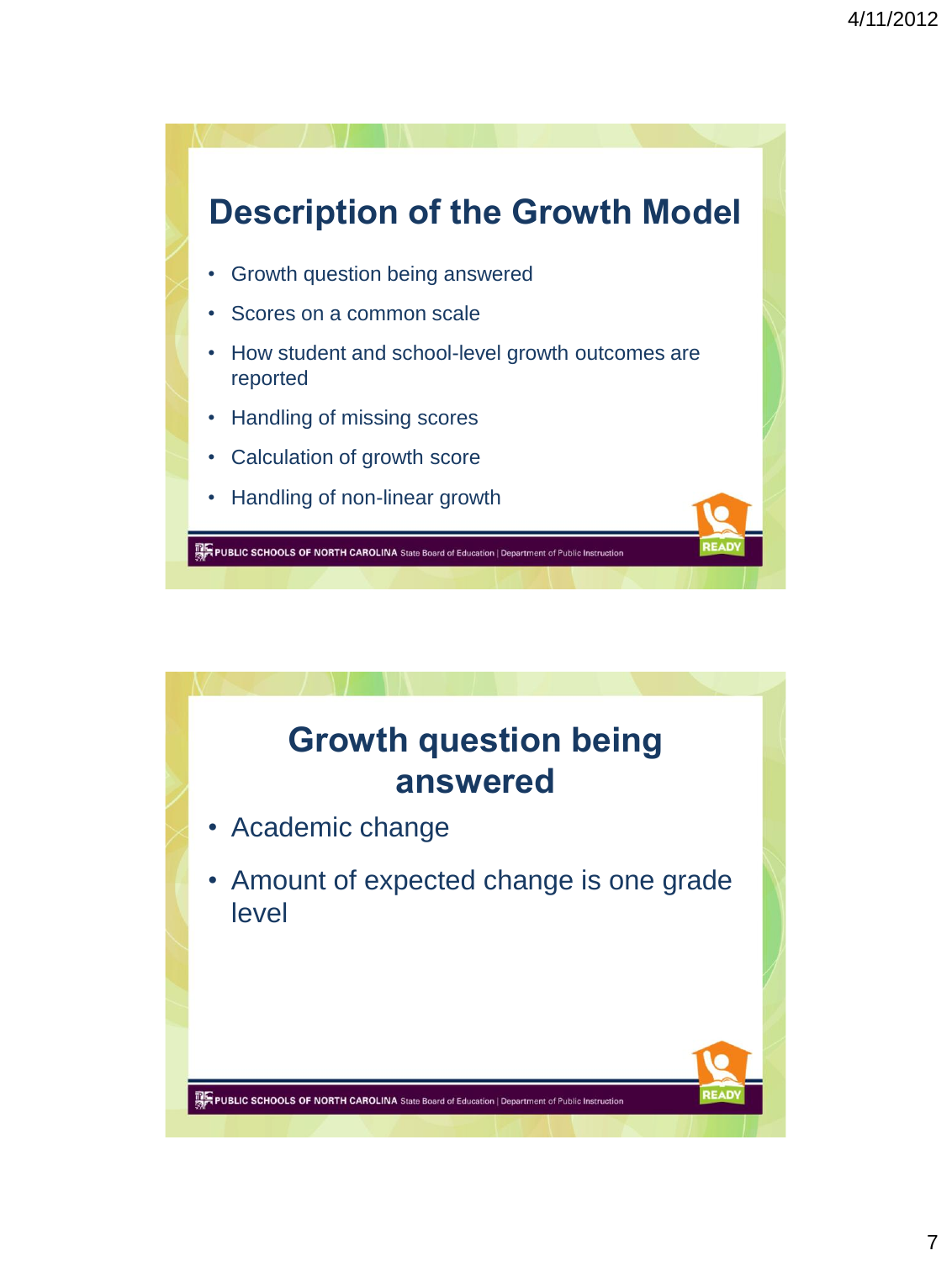## Description of the Growth Model

- Growth question being answered
- Scores on a common scale
- How student and school-level growth outcomes are reported
- Handling of missing scores
- Calculation of growth score
- Handling of non-linear growth

PUBLIC SCHOOLS OF NORTH CAROLINA State Board of Education | Department of Public Instruction

READY

## Growth question being answered

- Academic change
- Amount of expected change is one grade level

PUBLIC SCHOOLS OF NORTH CAROLINA State Board of Education | Department of Public Instruction

READY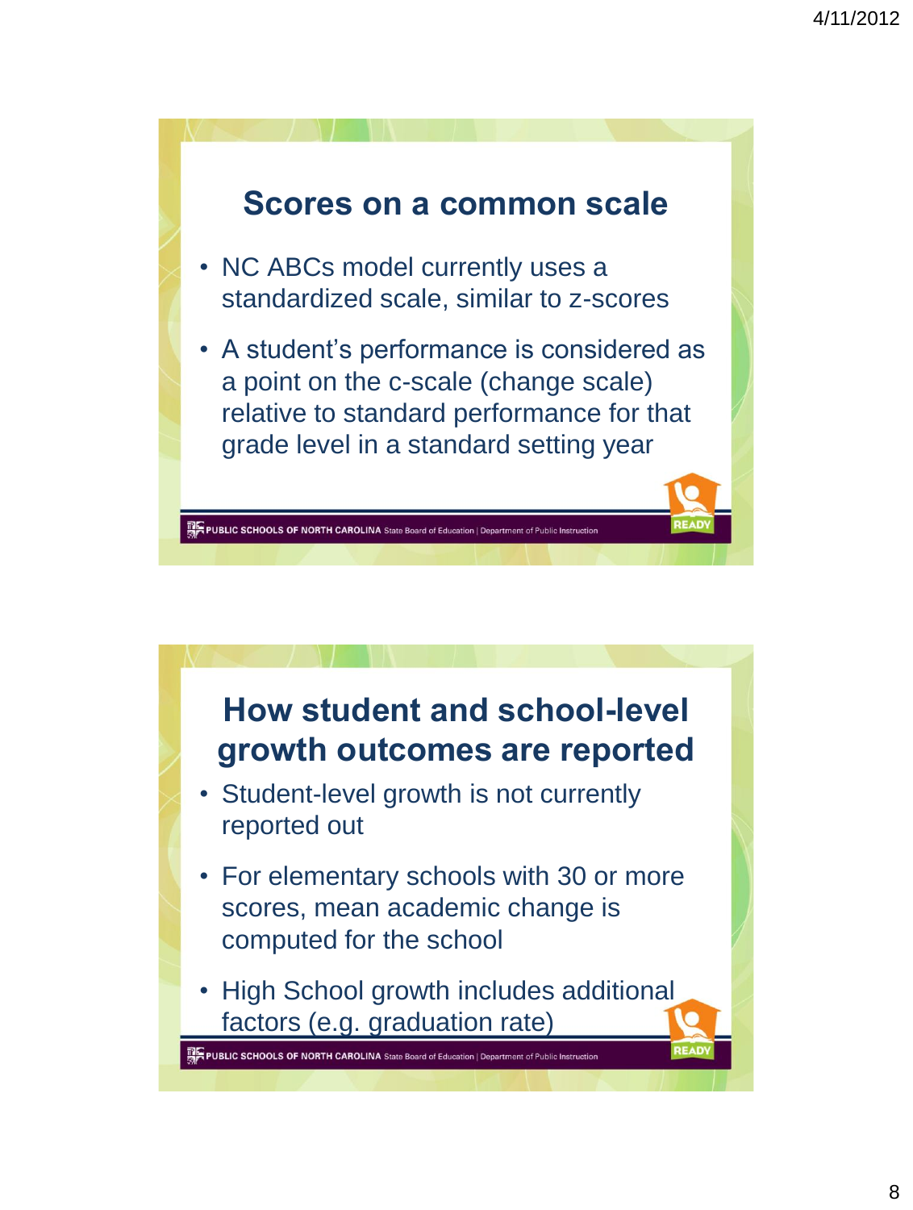## Scores on a common scale

- NC ABCs model currently uses a standardized scale, similar to z-scores
- A student's performance is considered as a point on the c-scale (change scale) relative to standard performance for that grade level in a standard setting year

PUBLIC SCHOOLS OF NORTH CAROLINA State Board of Education | Department of Public Instruction

## How student and school-level growth outcomes are reported

- Student-level growth is not currently reported out
- For elementary schools with 30 or more scores, mean academic change is computed for the school
- High School growth includes additional factors (e.g. graduation rate)

PUBLIC SCHOOLS OF NORTH CAROLINA State Board of Education | Department of Public Instruction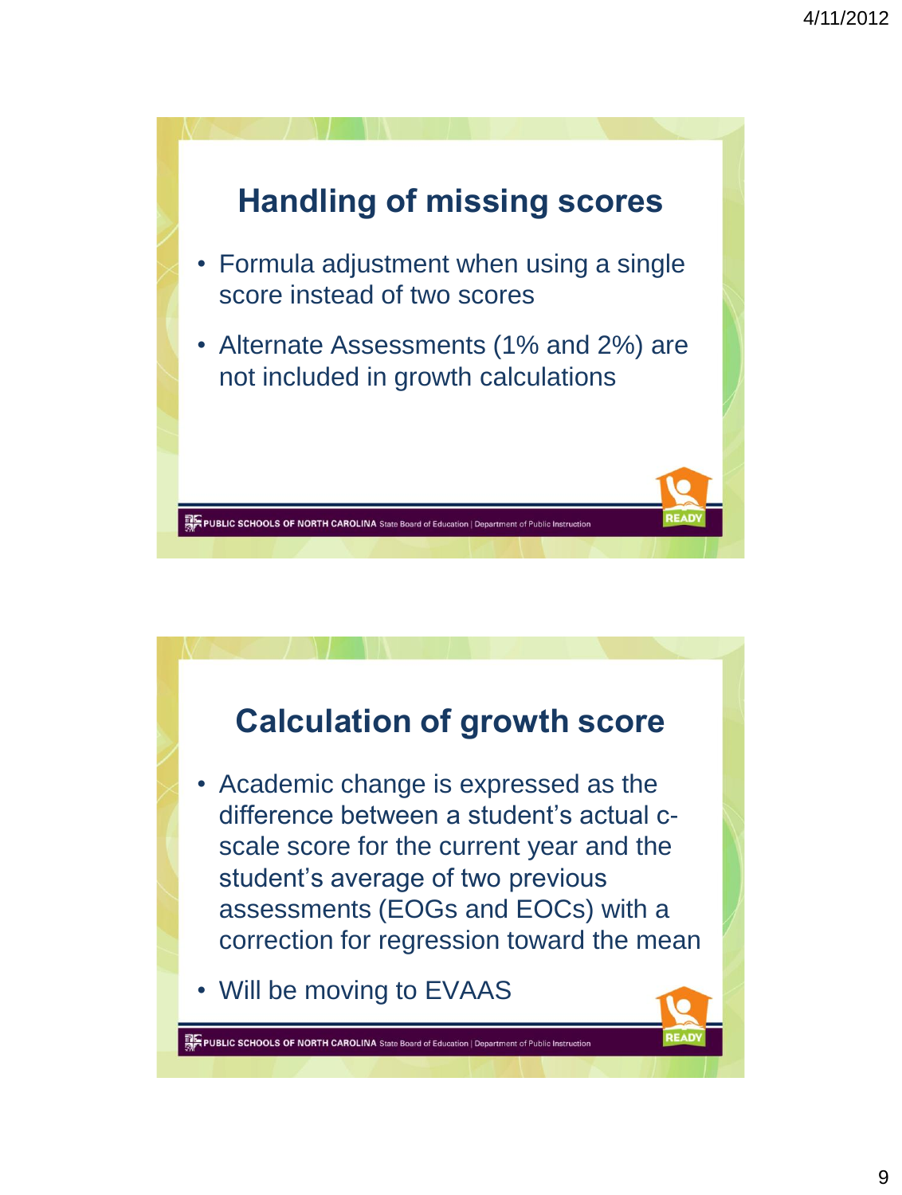## Handling of missing scores

- Formula adjustment when using a single score instead of two scores
- Alternate Assessments (1% and 2%) are not included in growth calculations

## Calculation of growth score

- Academic change is expressed as the difference between a student's actual c-scale score for the current year and the student's average of two previous assessments (EOGs and EOCs) with a correction for regression toward the mean
- Will be moving to EVAAS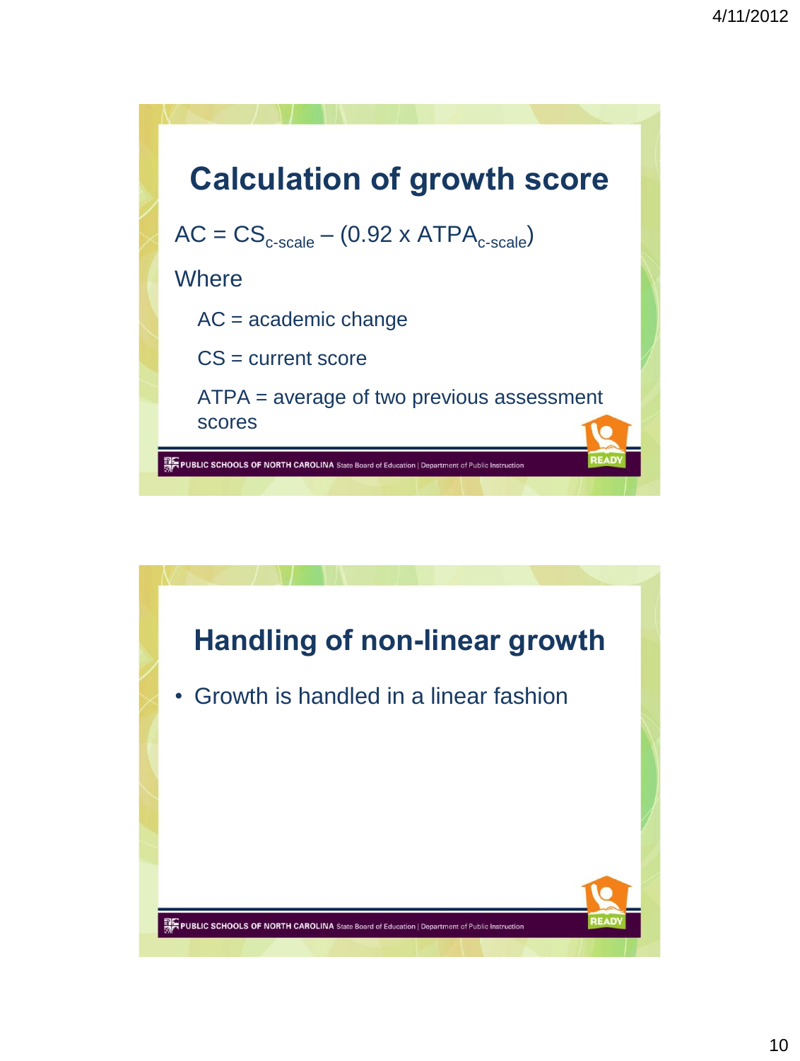## Calculation of growth score

$AC = CS_{c\text{-}scale} - (0.92 \times ATPA_{c\text{-}scale})$

Where

AC = academic change

CS = current score

ATPA = average of two previous assessment scores

## Handling of non-linear growth

- Growth is handled in a linear fashion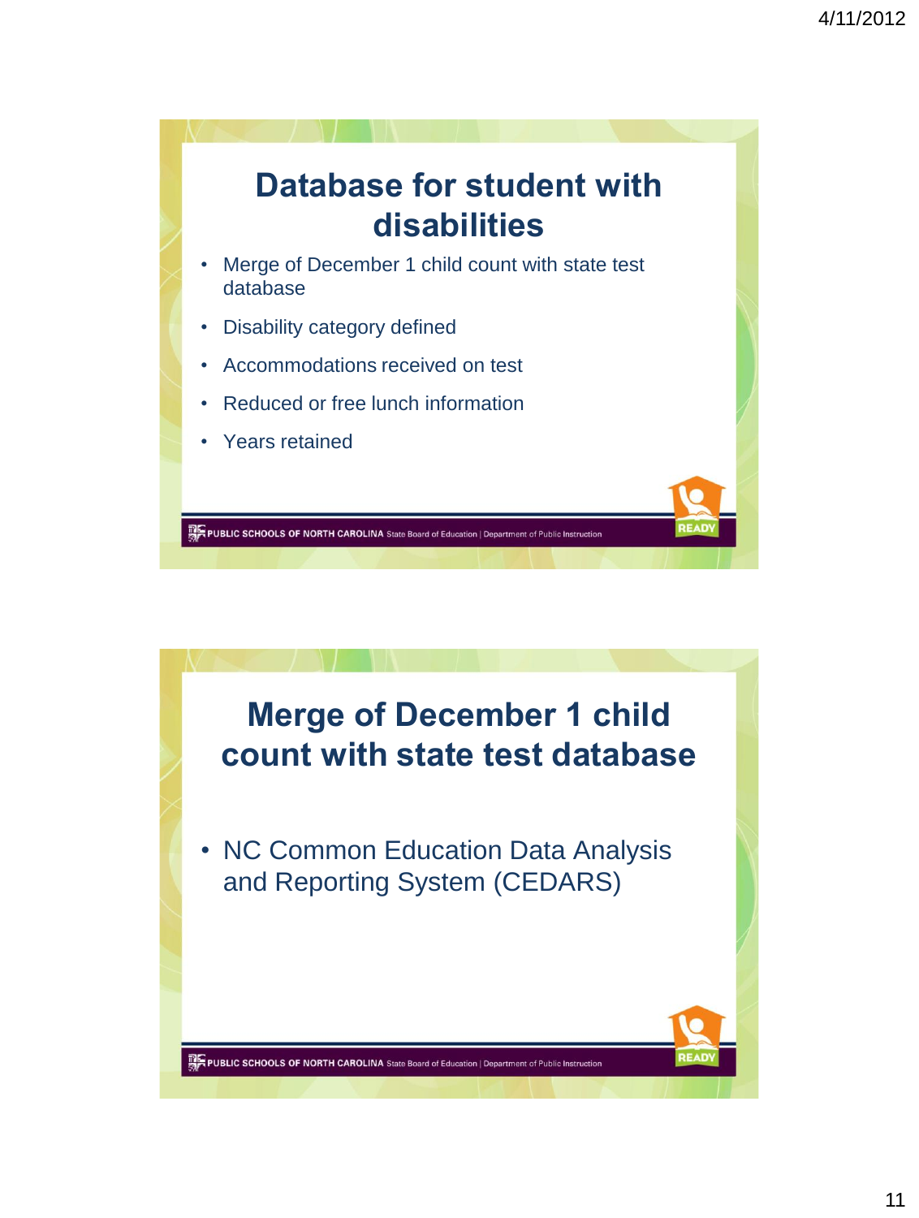## Database for student with disabilities

- Merge of December 1 child count with state test database
- Disability category defined
- Accommodations received on test
- Reduced or free lunch information
- Years retained

PUBLIC SCHOOLS OF NORTH CAROLINA State Board of Education | Department of Public Instruction

## Merge of December 1 child count with state test database

- NC Common Education Data Analysis and Reporting System (CEDARS)

PUBLIC SCHOOLS OF NORTH CAROLINA State Board of Education | Department of Public Instruction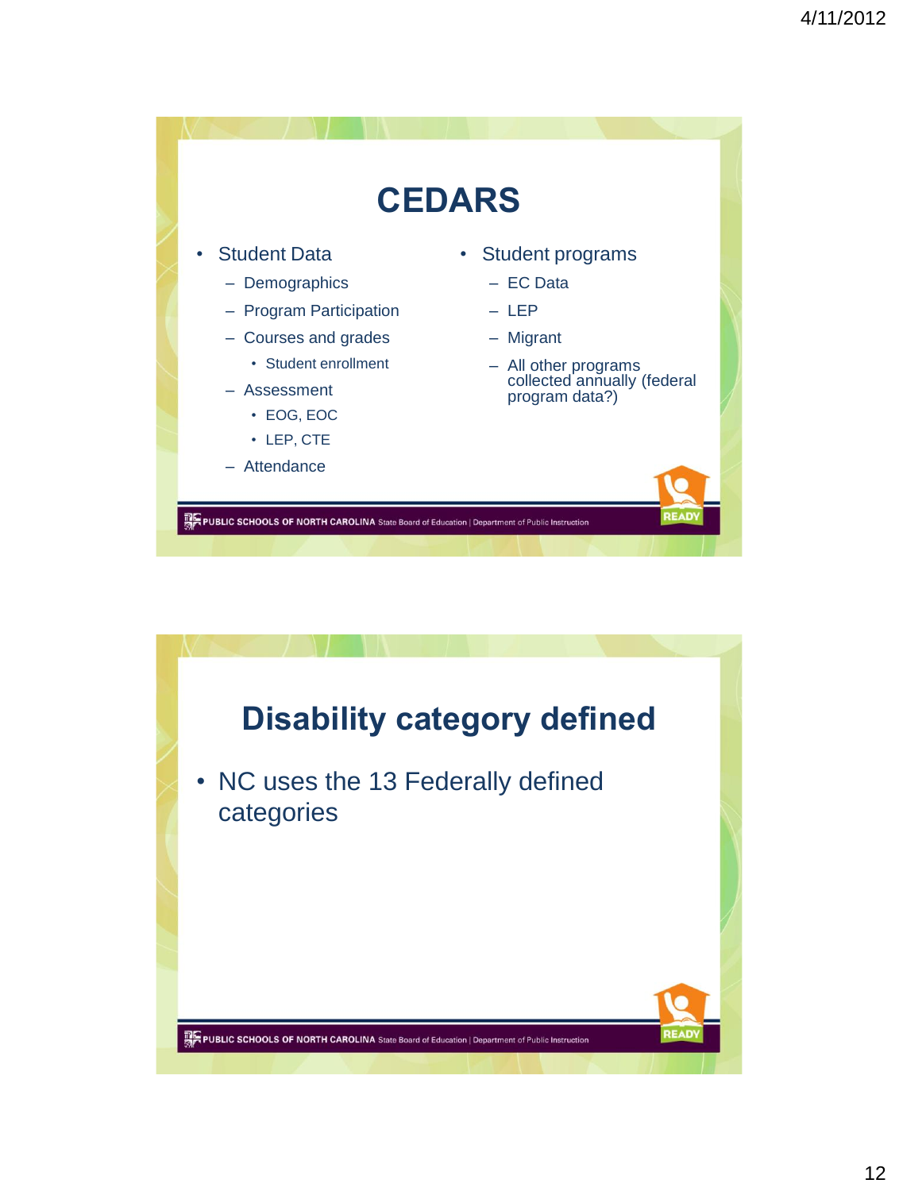# CEDARS

- Student Data
  - Demographics
  - Program Participation
  - Courses and grades
    - Student enrollment
  - Assessment
    - EOG, EOC
    - LEP, CTE
  - Attendance
- Student programs
  - EC Data
  - LEP
  - Migrant
  - All other programs collected annually (federal program data?)

PUBLIC SCHOOLS OF NORTH CAROLINA State Board of Education | Department of Public Instruction

READY

# Disability category defined

- NC uses the 13 Federally defined categories

PUBLIC SCHOOLS OF NORTH CAROLINA State Board of Education | Department of Public Instruction

READY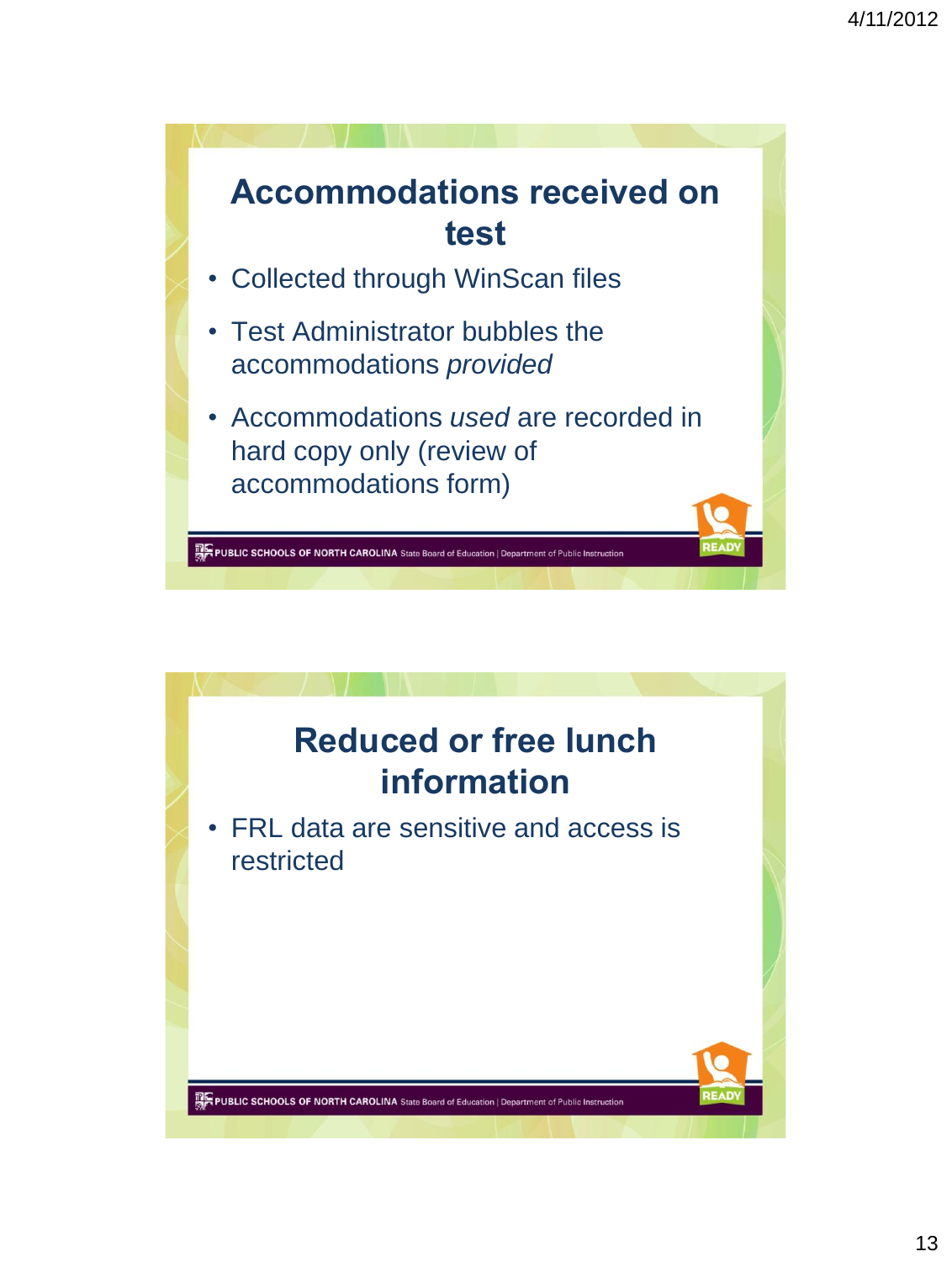## Accommodations received on test

- Collected through WinScan files
- Test Administrator bubbles the accommodations *provided*
- Accommodations *used* are recorded in hard copy only (review of accommodations form)

## Reduced or free lunch information

- FRL data are sensitive and access is restricted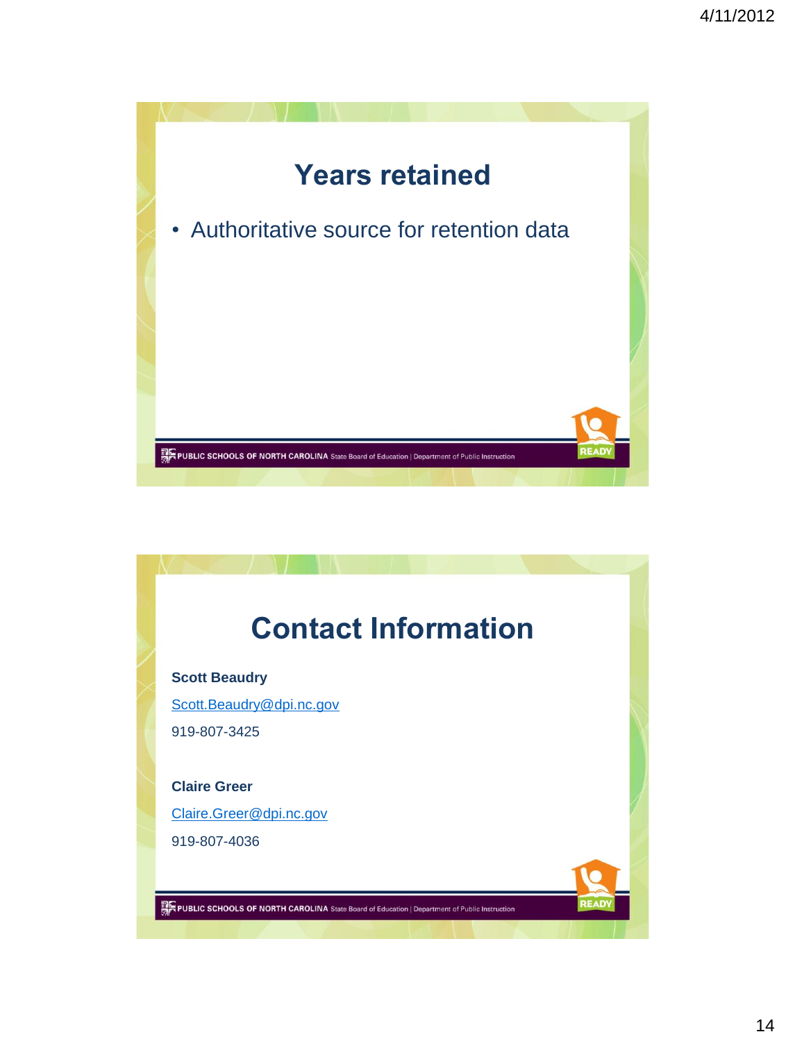# Years retained

- Authoritative source for retention data

PUBLIC SCHOOLS OF NORTH CAROLINA State Board of Education | Department of Public Instruction

READY

# Contact Information

**Scott Beaudry**

Scott.Beaudry@dpi.nc.gov

919-807-3425

**Claire Greer**

Claire.Greer@dpi.nc.gov

919-807-4036

PUBLIC SCHOOLS OF NORTH CAROLINA State Board of Education | Department of Public Instruction

READY